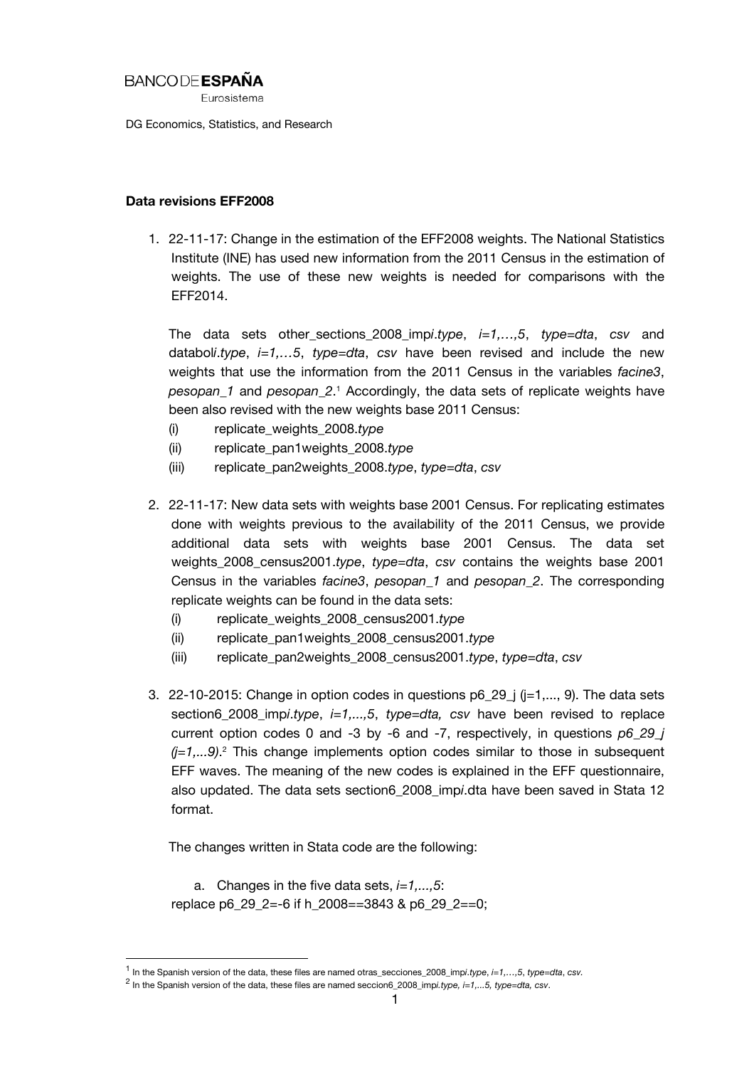BANCO DE **ESPAÑA**
Eurosistema

DG Economics, Statistics, and Research

**Data revisions EFF2008**

1. 22-11-17: Change in the estimation of the EFF2008 weights. The National Statistics Institute (INE) has used new information from the 2011 Census in the estimation of weights. The use of these new weights is needed for comparisons with the EFF2014.

   The data sets other_sections_2008_imp*i*.*type*, *i=1,…,5*, *type=dta*, *csv* and databol*i*.*type*, *i=1,…5*, *type=dta*, *csv* have been revised and include the new weights that use the information from the 2011 Census in the variables *facine3*, *pesopan_1* and *pesopan_2*.[1] Accordingly, the data sets of replicate weights have been also revised with the new weights base 2011 Census:
   (i) replicate_weights_2008.*type*
   (ii) replicate_pan1weights_2008.*type*
   (iii) replicate_pan2weights_2008.*type*, *type=dta*, *csv*

2. 22-11-17: New data sets with weights base 2001 Census. For replicating estimates done with weights previous to the availability of the 2011 Census, we provide additional data sets with weights base 2001 Census. The data set weights_2008_census2001.*type*, *type=dta*, *csv* contains the weights base 2001 Census in the variables *facine3*, *pesopan_1* and *pesopan_2*. The corresponding replicate weights can be found in the data sets:
   (i) replicate_weights_2008_census2001.*type*
   (ii) replicate_pan1weights_2008_census2001.*type*
   (iii) replicate_pan2weights_2008_census2001.*type*, *type=dta*, *csv*

3. 22-10-2015: Change in option codes in questions p6_29_j (j=1,..., 9). The data sets section6_2008_imp*i*.*type*, *i=1,...,5*, *type=dta, csv* have been revised to replace current option codes 0 and -3 by -6 and -7, respectively, in questions *p6_29_j (j=1,...9)*.[2] This change implements option codes similar to those in subsequent EFF waves. The meaning of the new codes is explained in the EFF questionnaire, also updated. The data sets section6_2008_imp*i*.dta have been saved in Stata 12 format.

   The changes written in Stata code are the following:

   a. Changes in the five data sets, *i=1,...,5*:

```
replace p6_29_2=-6 if h_2008==3843 & p6_29_2==0;
```

[1] In the Spanish version of the data, these files are named otras_secciones_2008_imp*i*.*type*, *i=1,…,5*, *type=dta*, *csv*.

[2] In the Spanish version of the data, these files are named seccion6_2008_imp*i*.*type, i=1,...5, type=dta, csv*.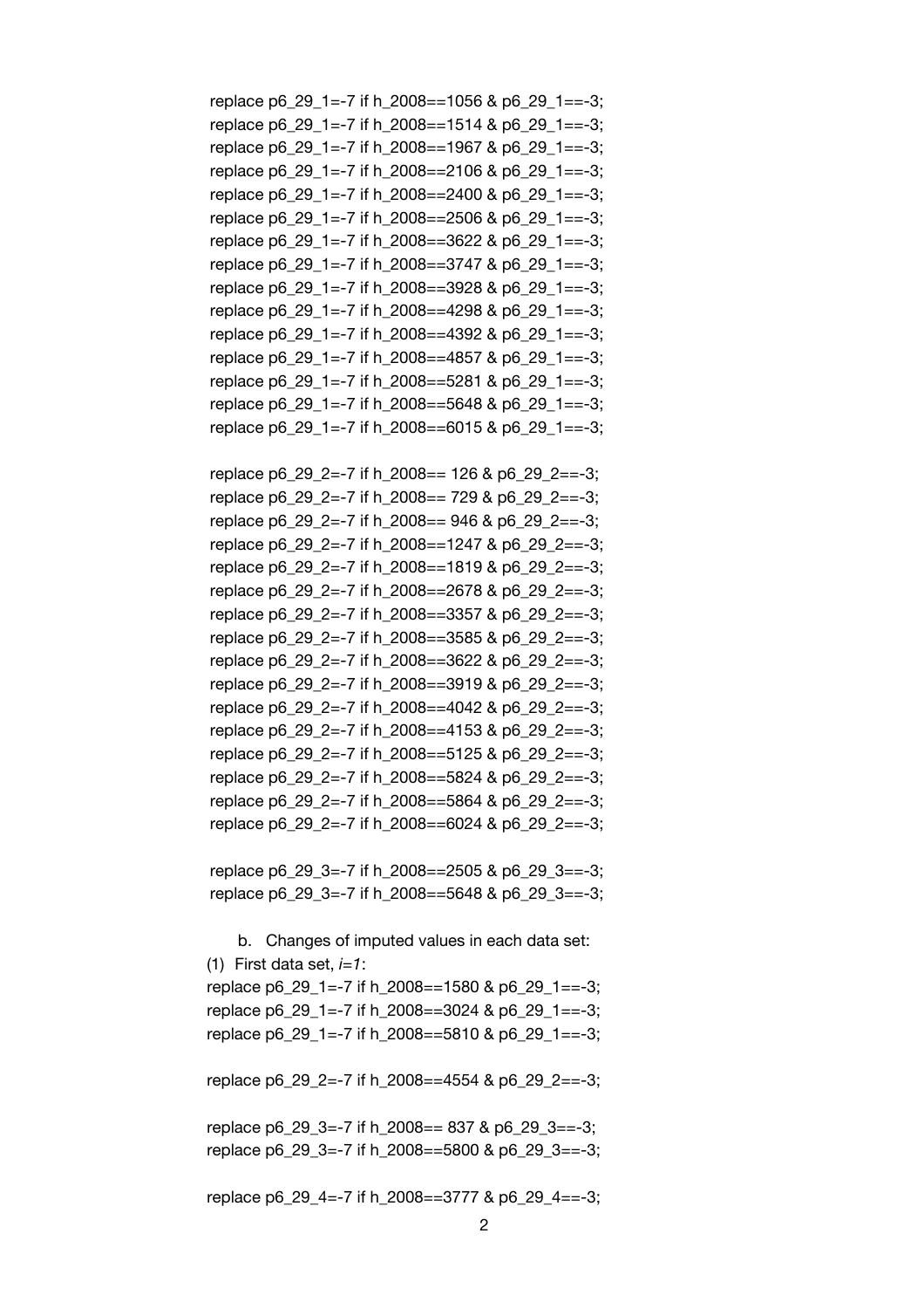```
replace p6_29_1=-7 if h_2008==1056 & p6_29_1==-3;
replace p6_29_1=-7 if h_2008==1514 & p6_29_1==-3;
replace p6_29_1=-7 if h_2008==1967 & p6_29_1==-3;
replace p6_29_1=-7 if h_2008==2106 & p6_29_1==-3;
replace p6_29_1=-7 if h_2008==2400 & p6_29_1==-3;
replace p6_29_1=-7 if h_2008==2506 & p6_29_1==-3;
replace p6_29_1=-7 if h_2008==3622 & p6_29_1==-3;
replace p6_29_1=-7 if h_2008==3747 & p6_29_1==-3;
replace p6_29_1=-7 if h_2008==3928 & p6_29_1==-3;
replace p6_29_1=-7 if h_2008==4298 & p6_29_1==-3;
replace p6_29_1=-7 if h_2008==4392 & p6_29_1==-3;
replace p6_29_1=-7 if h_2008==4857 & p6_29_1==-3;
replace p6_29_1=-7 if h_2008==5281 & p6_29_1==-3;
replace p6_29_1=-7 if h_2008==5648 & p6_29_1==-3;
replace p6_29_1=-7 if h_2008==6015 & p6_29_1==-3;

replace p6_29_2=-7 if h_2008== 126 & p6_29_2==-3;
replace p6_29_2=-7 if h_2008== 729 & p6_29_2==-3;
replace p6_29_2=-7 if h_2008== 946 & p6_29_2==-3;
replace p6_29_2=-7 if h_2008==1247 & p6_29_2==-3;
replace p6_29_2=-7 if h_2008==1819 & p6_29_2==-3;
replace p6_29_2=-7 if h_2008==2678 & p6_29_2==-3;
replace p6_29_2=-7 if h_2008==3357 & p6_29_2==-3;
replace p6_29_2=-7 if h_2008==3585 & p6_29_2==-3;
replace p6_29_2=-7 if h_2008==3622 & p6_29_2==-3;
replace p6_29_2=-7 if h_2008==3919 & p6_29_2==-3;
replace p6_29_2=-7 if h_2008==4042 & p6_29_2==-3;
replace p6_29_2=-7 if h_2008==4153 & p6_29_2==-3;
replace p6_29_2=-7 if h_2008==5125 & p6_29_2==-3;
replace p6_29_2=-7 if h_2008==5824 & p6_29_2==-3;
replace p6_29_2=-7 if h_2008==5864 & p6_29_2==-3;
replace p6_29_2=-7 if h_2008==6024 & p6_29_2==-3;

replace p6_29_3=-7 if h_2008==2505 & p6_29_3==-3;
replace p6_29_3=-7 if h_2008==5648 & p6_29_3==-3;
```

b. Changes of imputed values in each data set:

(1) First data set, *i=1*:

```
replace p6_29_1=-7 if h_2008==1580 & p6_29_1==-3;
replace p6_29_1=-7 if h_2008==3024 & p6_29_1==-3;
replace p6_29_1=-7 if h_2008==5810 & p6_29_1==-3;

replace p6_29_2=-7 if h_2008==4554 & p6_29_2==-3;

replace p6_29_3=-7 if h_2008== 837 & p6_29_3==-3;
replace p6_29_3=-7 if h_2008==5800 & p6_29_3==-3;

replace p6_29_4=-7 if h_2008==3777 & p6_29_4==-3;
```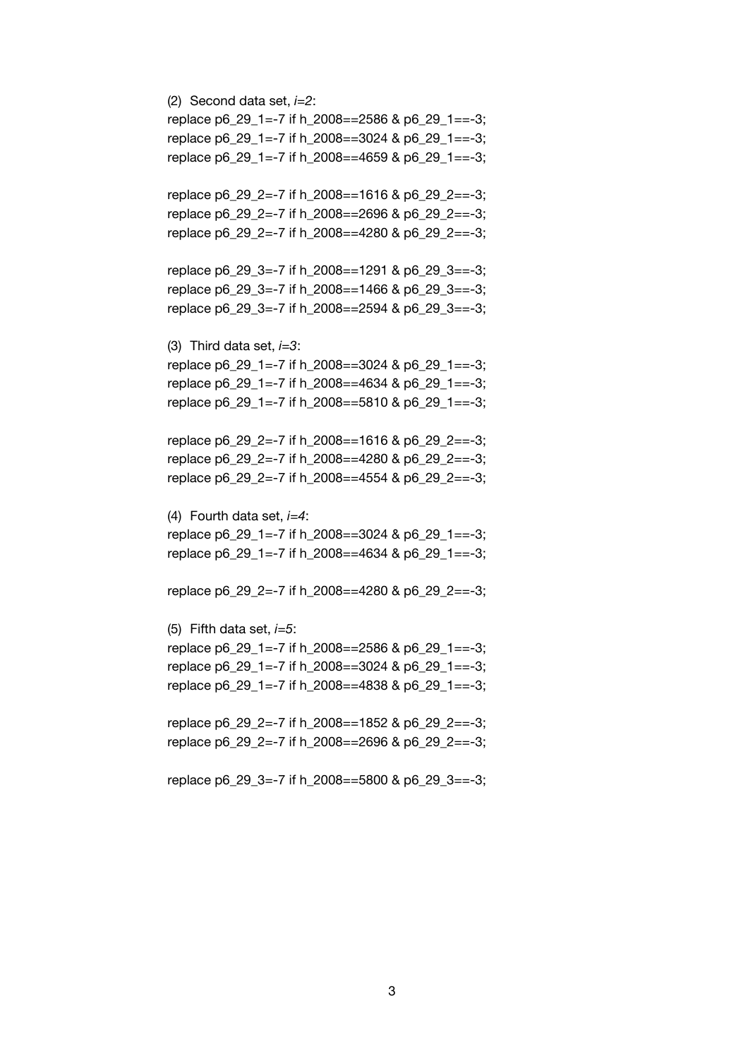(2) Second data set, *i=2*:

```
replace p6_29_1=-7 if h_2008==2586 & p6_29_1==-3;
replace p6_29_1=-7 if h_2008==3024 & p6_29_1==-3;
replace p6_29_1=-7 if h_2008==4659 & p6_29_1==-3;

replace p6_29_2=-7 if h_2008==1616 & p6_29_2==-3;
replace p6_29_2=-7 if h_2008==2696 & p6_29_2==-3;
replace p6_29_2=-7 if h_2008==4280 & p6_29_2==-3;

replace p6_29_3=-7 if h_2008==1291 & p6_29_3==-3;
replace p6_29_3=-7 if h_2008==1466 & p6_29_3==-3;
replace p6_29_3=-7 if h_2008==2594 & p6_29_3==-3;
```

(3) Third data set, *i=3*:

```
replace p6_29_1=-7 if h_2008==3024 & p6_29_1==-3;
replace p6_29_1=-7 if h_2008==4634 & p6_29_1==-3;
replace p6_29_1=-7 if h_2008==5810 & p6_29_1==-3;

replace p6_29_2=-7 if h_2008==1616 & p6_29_2==-3;
replace p6_29_2=-7 if h_2008==4280 & p6_29_2==-3;
replace p6_29_2=-7 if h_2008==4554 & p6_29_2==-3;
```

(4) Fourth data set, *i=4*:

```
replace p6_29_1=-7 if h_2008==3024 & p6_29_1==-3;
replace p6_29_1=-7 if h_2008==4634 & p6_29_1==-3;

replace p6_29_2=-7 if h_2008==4280 & p6_29_2==-3;
```

(5) Fifth data set, *i=5*:

```
replace p6_29_1=-7 if h_2008==2586 & p6_29_1==-3;
replace p6_29_1=-7 if h_2008==3024 & p6_29_1==-3;
replace p6_29_1=-7 if h_2008==4838 & p6_29_1==-3;

replace p6_29_2=-7 if h_2008==1852 & p6_29_2==-3;
replace p6_29_2=-7 if h_2008==2696 & p6_29_2==-3;

replace p6_29_3=-7 if h_2008==5800 & p6_29_3==-3;
```